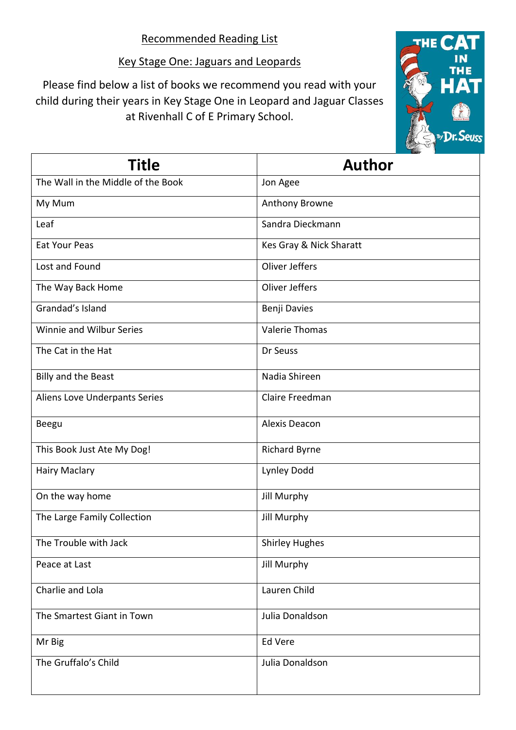# Recommended Reading List

## Key Stage One: Jaguars and Leopards

Please find below a list of books we recommend you read with your child during their years in Key Stage One in Leopard and Jaguar Classes at Rivenhall C of E Primary School.

| Title | Author |
|---|---|
| The Wall in the Middle of the Book | Jon Agee |
| My Mum | Anthony Browne |
| Leaf | Sandra Dieckmann |
| Eat Your Peas | Kes Gray & Nick Sharatt |
| Lost and Found | Oliver Jeffers |
| The Way Back Home | Oliver Jeffers |
| Grandad's Island | Benji Davies |
| Winnie and Wilbur Series | Valerie Thomas |
| The Cat in the Hat | Dr Seuss |
| Billy and the Beast | Nadia Shireen |
| Aliens Love Underpants Series | Claire Freedman |
| Beegu | Alexis Deacon |
| This Book Just Ate My Dog! | Richard Byrne |
| Hairy Maclary | Lynley Dodd |
| On the way home | Jill Murphy |
| The Large Family Collection | Jill Murphy |
| The Trouble with Jack | Shirley Hughes |
| Peace at Last | Jill Murphy |
| Charlie and Lola | Lauren Child |
| The Smartest Giant in Town | Julia Donaldson |
| Mr Big | Ed Vere |
| The Gruffalo's Child | Julia Donaldson |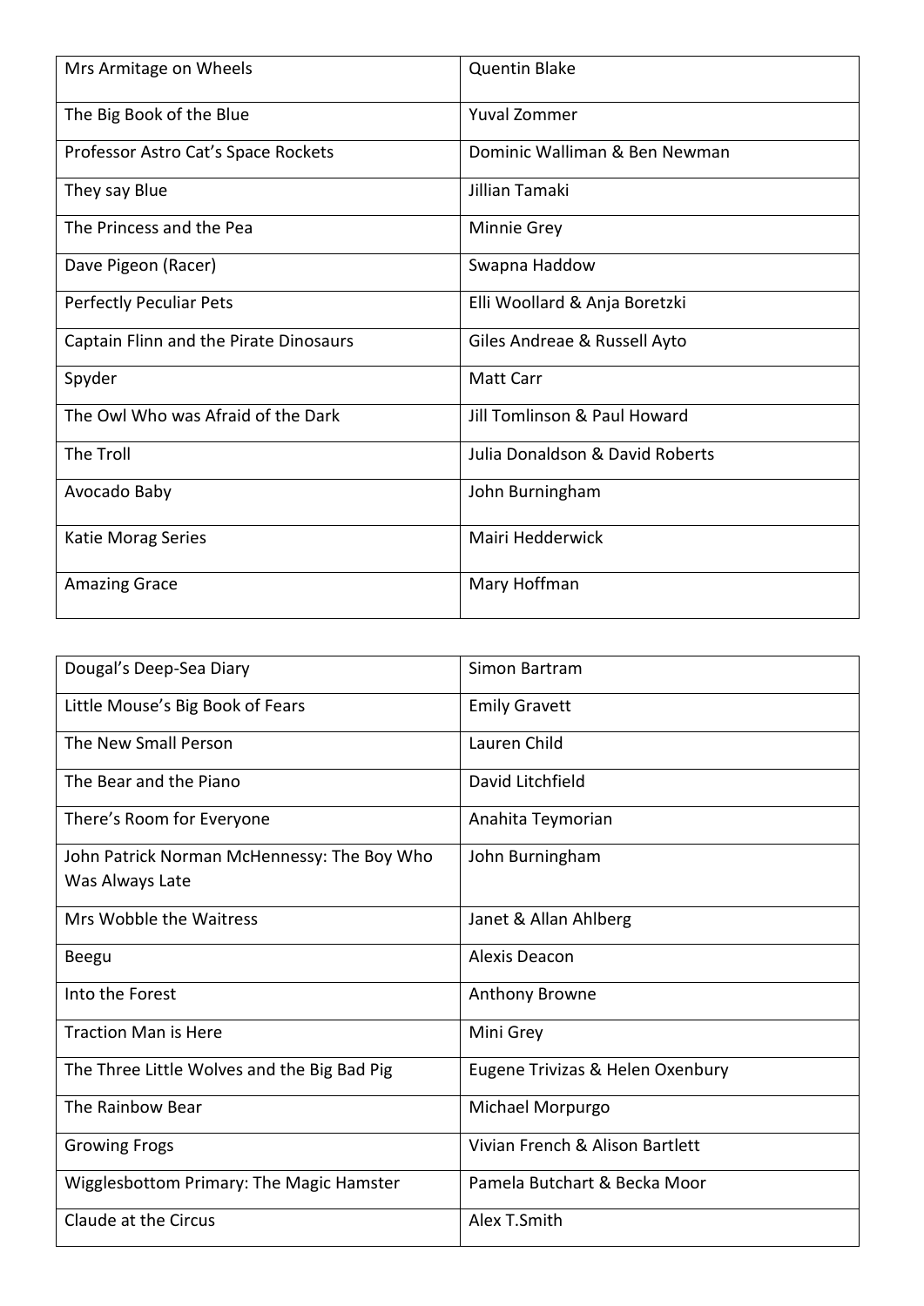| Mrs Armitage on Wheels | Quentin Blake |
|---|---|
| The Big Book of the Blue | Yuval Zommer |
| Professor Astro Cat's Space Rockets | Dominic Walliman & Ben Newman |
| They say Blue | Jillian Tamaki |
| The Princess and the Pea | Minnie Grey |
| Dave Pigeon (Racer) | Swapna Haddow |
| Perfectly Peculiar Pets | Elli Woollard & Anja Boretzki |
| Captain Flinn and the Pirate Dinosaurs | Giles Andreae & Russell Ayto |
| Spyder | Matt Carr |
| The Owl Who was Afraid of the Dark | Jill Tomlinson & Paul Howard |
| The Troll | Julia Donaldson & David Roberts |
| Avocado Baby | John Burningham |
| Katie Morag Series | Mairi Hedderwick |
| Amazing Grace | Mary Hoffman |

| Dougal's Deep-Sea Diary | Simon Bartram |
|---|---|
| Little Mouse's Big Book of Fears | Emily Gravett |
| The New Small Person | Lauren Child |
| The Bear and the Piano | David Litchfield |
| There's Room for Everyone | Anahita Teymorian |
| John Patrick Norman McHennessy: The Boy Who Was Always Late | John Burningham |
| Mrs Wobble the Waitress | Janet & Allan Ahlberg |
| Beegu | Alexis Deacon |
| Into the Forest | Anthony Browne |
| Traction Man is Here | Mini Grey |
| The Three Little Wolves and the Big Bad Pig | Eugene Trivizas & Helen Oxenbury |
| The Rainbow Bear | Michael Morpurgo |
| Growing Frogs | Vivian French & Alison Bartlett |
| Wigglesbottom Primary: The Magic Hamster | Pamela Butchart & Becka Moor |
| Claude at the Circus | Alex T.Smith |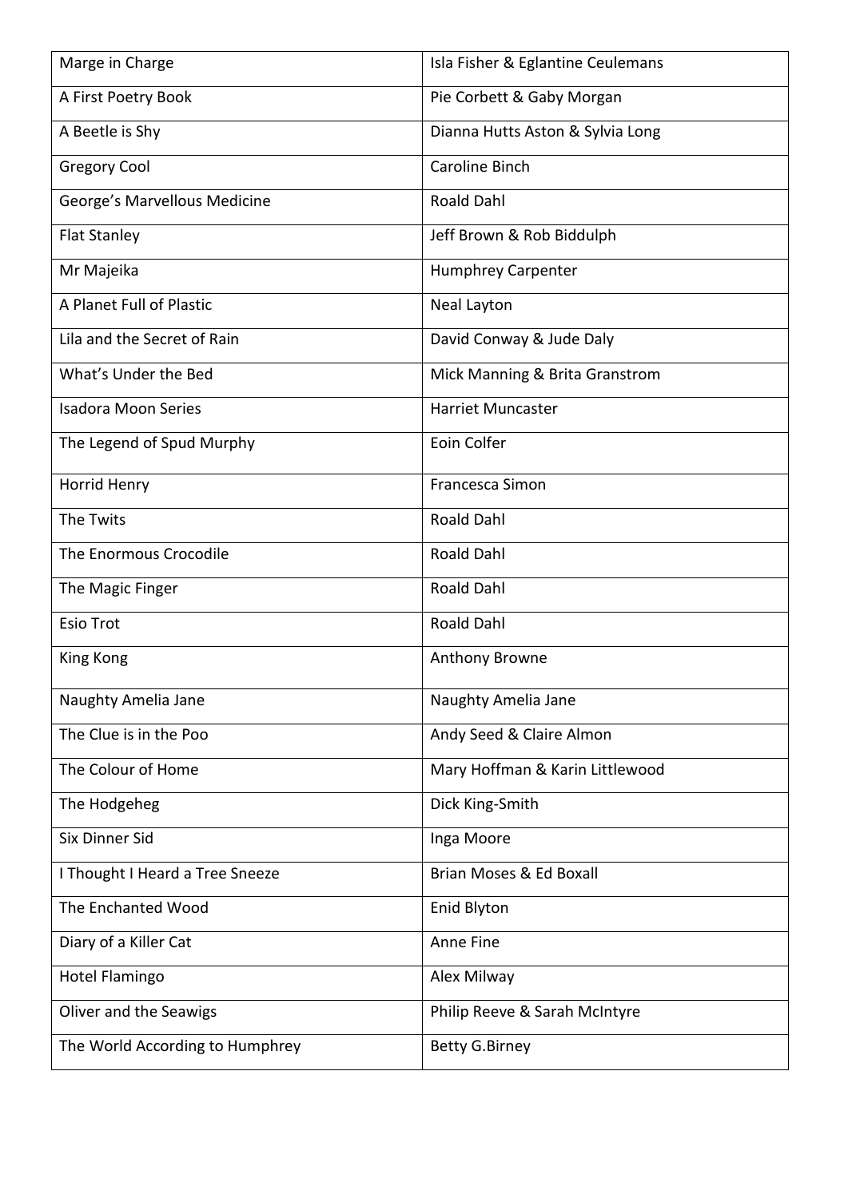| | |
|---|---|
| Marge in Charge | Isla Fisher & Eglantine Ceulemans |
| A First Poetry Book | Pie Corbett & Gaby Morgan |
| A Beetle is Shy | Dianna Hutts Aston & Sylvia Long |
| Gregory Cool | Caroline Binch |
| George's Marvellous Medicine | Roald Dahl |
| Flat Stanley | Jeff Brown & Rob Biddulph |
| Mr Majeika | Humphrey Carpenter |
| A Planet Full of Plastic | Neal Layton |
| Lila and the Secret of Rain | David Conway & Jude Daly |
| What's Under the Bed | Mick Manning & Brita Granstrom |
| Isadora Moon Series | Harriet Muncaster |
| The Legend of Spud Murphy | Eoin Colfer |
| Horrid Henry | Francesca Simon |
| The Twits | Roald Dahl |
| The Enormous Crocodile | Roald Dahl |
| The Magic Finger | Roald Dahl |
| Esio Trot | Roald Dahl |
| King Kong | Anthony Browne |
| Naughty Amelia Jane | Naughty Amelia Jane |
| The Clue is in the Poo | Andy Seed & Claire Almon |
| The Colour of Home | Mary Hoffman & Karin Littlewood |
| The Hodgeheg | Dick King-Smith |
| Six Dinner Sid | Inga Moore |
| I Thought I Heard a Tree Sneeze | Brian Moses & Ed Boxall |
| The Enchanted Wood | Enid Blyton |
| Diary of a Killer Cat | Anne Fine |
| Hotel Flamingo | Alex Milway |
| Oliver and the Seawigs | Philip Reeve & Sarah McIntyre |
| The World According to Humphrey | Betty G.Birney |